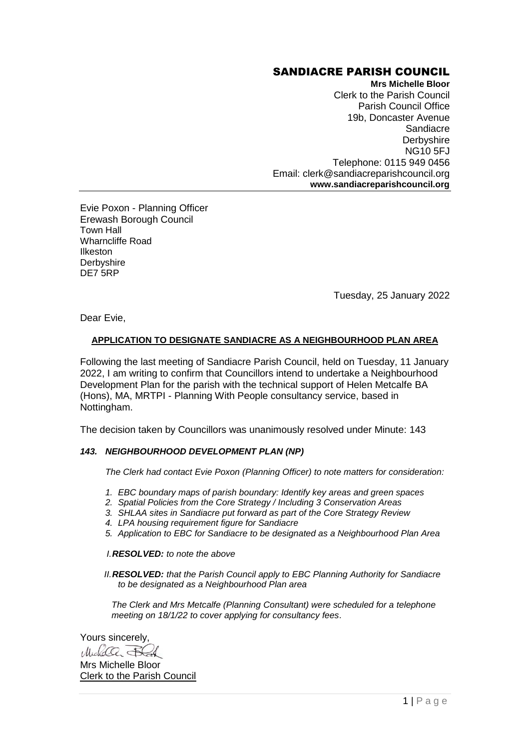# SANDIACRE PARISH COUNCIL

**Mrs Michelle Bloor**
Clerk to the Parish Council
Parish Council Office
19b, Doncaster Avenue
Sandiacre
Derbyshire
NG10 5FJ
Telephone: 0115 949 0456
Email: clerk@sandiacreparishcouncil.org
**www.sandiacreparishcouncil.org**

---

Evie Poxon - Planning Officer
Erewash Borough Council
Town Hall
Wharncliffe Road
Ilkeston
Derbyshire
DE7 5RP

Tuesday, 25 January 2022

Dear Evie,

**APPLICATION TO DESIGNATE SANDIACRE AS A NEIGHBOURHOOD PLAN AREA**

Following the last meeting of Sandiacre Parish Council, held on Tuesday, 11 January 2022, I am writing to confirm that Councillors intend to undertake a Neighbourhood Development Plan for the parish with the technical support of Helen Metcalfe BA (Hons), MA, MRTPI - Planning With People consultancy service, based in Nottingham.

The decision taken by Councillors was unanimously resolved under Minute: 143

***143. NEIGHBOURHOOD DEVELOPMENT PLAN (NP)***

*The Clerk had contact Evie Poxon (Planning Officer) to note matters for consideration:*

1. *EBC boundary maps of parish boundary: Identify key areas and green spaces*
2. *Spatial Policies from the Core Strategy / Including 3 Conservation Areas*
3. *SHLAA sites in Sandiacre put forward as part of the Core Strategy Review*
4. *LPA housing requirement figure for Sandiacre*
5. *Application to EBC for Sandiacre to be designated as a Neighbourhood Plan Area*

I. ***RESOLVED:*** *to note the above*

II. ***RESOLVED:*** *that the Parish Council apply to EBC Planning Authority for Sandiacre to be designated as a Neighbourhood Plan area*

*The Clerk and Mrs Metcalfe (Planning Consultant) were scheduled for a telephone meeting on 18/1/22 to cover applying for consultancy fees.*

Yours sincerely,

Mrs Michelle Bloor
Clerk to the Parish Council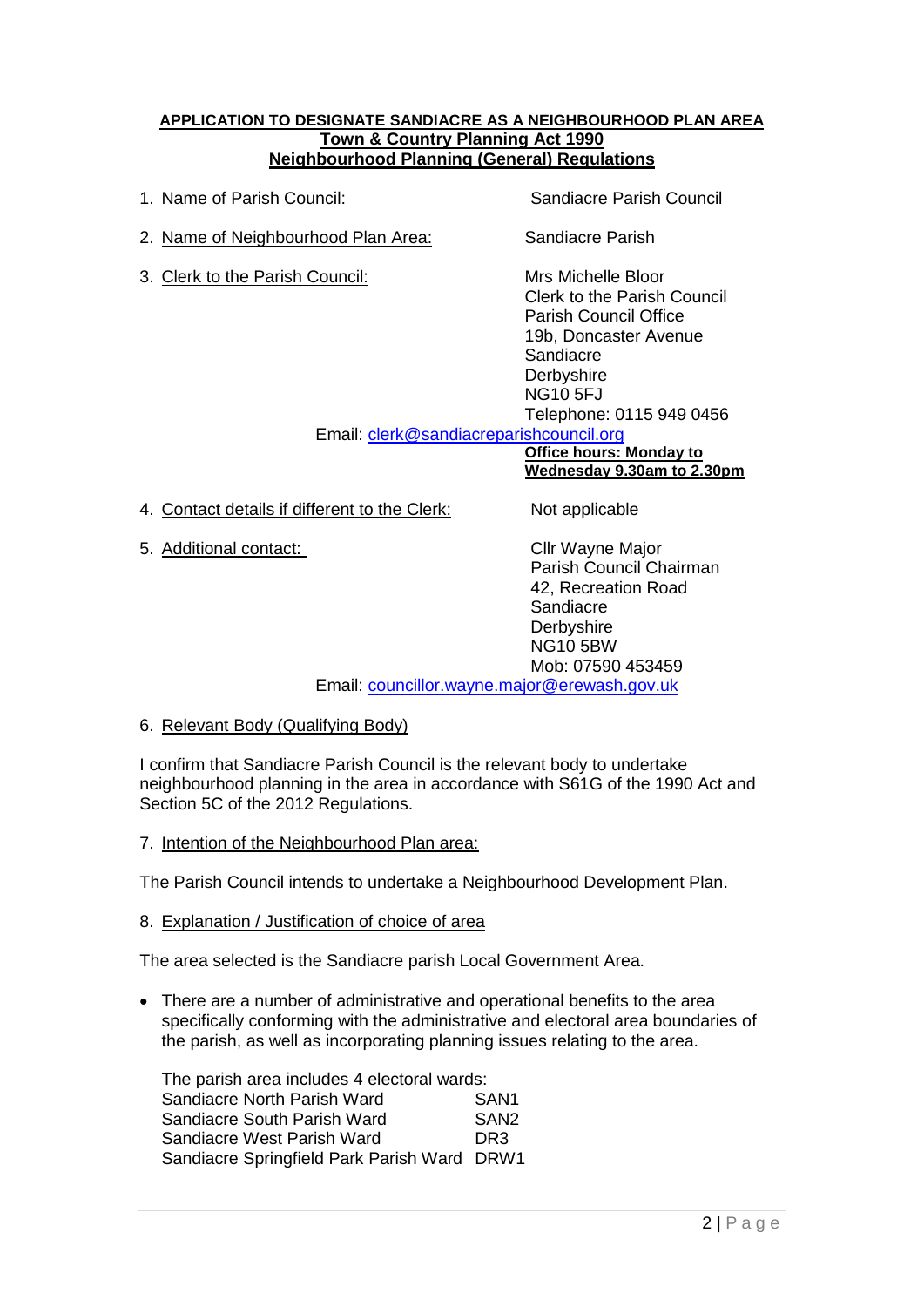**APPLICATION TO DESIGNATE SANDIACRE AS A NEIGHBOURHOOD PLAN AREA**
**Town & Country Planning Act 1990**
**Neighbourhood Planning (General) Regulations**

1. Name of Parish Council: Sandiacre Parish Council

2. Name of Neighbourhood Plan Area: Sandiacre Parish

3. Clerk to the Parish Council:
   Mrs Michelle Bloor
   Clerk to the Parish Council
   Parish Council Office
   19b, Doncaster Avenue
   Sandiacre
   Derbyshire
   NG10 5FJ
   Telephone: 0115 949 0456
   Email: clerk@sandiacreparishcouncil.org
   **Office hours: Monday to Wednesday 9.30am to 2.30pm**

4. Contact details if different to the Clerk: Not applicable

5. Additional contact:
   Cllr Wayne Major
   Parish Council Chairman
   42, Recreation Road
   Sandiacre
   Derbyshire
   NG10 5BW
   Mob: 07590 453459
   Email: councillor.wayne.major@erewash.gov.uk

6. Relevant Body (Qualifying Body)

I confirm that Sandiacre Parish Council is the relevant body to undertake neighbourhood planning in the area in accordance with S61G of the 1990 Act and Section 5C of the 2012 Regulations.

7. Intention of the Neighbourhood Plan area:

The Parish Council intends to undertake a Neighbourhood Development Plan.

8. Explanation / Justification of choice of area

The area selected is the Sandiacre parish Local Government Area.

- There are a number of administrative and operational benefits to the area specifically conforming with the administrative and electoral area boundaries of the parish, as well as incorporating planning issues relating to the area.

  The parish area includes 4 electoral wards:

| Ward | Code |
|---|---|
| Sandiacre North Parish Ward | SAN1 |
| Sandiacre South Parish Ward | SAN2 |
| Sandiacre West Parish Ward | DR3 |
| Sandiacre Springfield Park Parish Ward | DRW1 |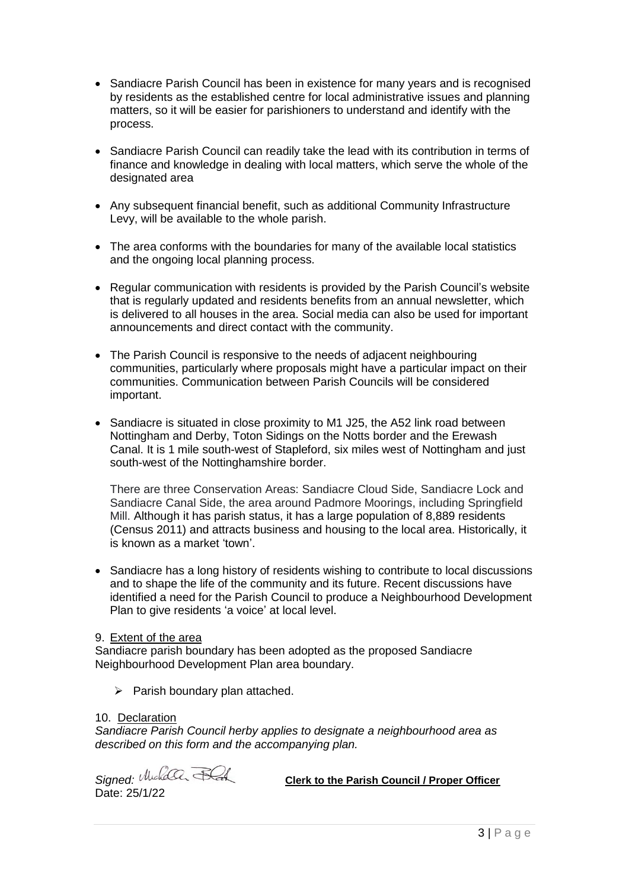- Sandiacre Parish Council has been in existence for many years and is recognised by residents as the established centre for local administrative issues and planning matters, so it will be easier for parishioners to understand and identify with the process.

- Sandiacre Parish Council can readily take the lead with its contribution in terms of finance and knowledge in dealing with local matters, which serve the whole of the designated area

- Any subsequent financial benefit, such as additional Community Infrastructure Levy, will be available to the whole parish.

- The area conforms with the boundaries for many of the available local statistics and the ongoing local planning process.

- Regular communication with residents is provided by the Parish Council's website that is regularly updated and residents benefits from an annual newsletter, which is delivered to all houses in the area. Social media can also be used for important announcements and direct contact with the community.

- The Parish Council is responsive to the needs of adjacent neighbouring communities, particularly where proposals might have a particular impact on their communities. Communication between Parish Councils will be considered important.

- Sandiacre is situated in close proximity to M1 J25, the A52 link road between Nottingham and Derby, Toton Sidings on the Notts border and the Erewash Canal. It is 1 mile south-west of Stapleford, six miles west of Nottingham and just south-west of the Nottinghamshire border.

  There are three Conservation Areas: Sandiacre Cloud Side, Sandiacre Lock and Sandiacre Canal Side, the area around Padmore Moorings, including Springfield Mill. Although it has parish status, it has a large population of 8,889 residents (Census 2011) and attracts business and housing to the local area. Historically, it is known as a market 'town'.

- Sandiacre has a long history of residents wishing to contribute to local discussions and to shape the life of the community and its future. Recent discussions have identified a need for the Parish Council to produce a Neighbourhood Development Plan to give residents 'a voice' at local level.

9. <u>Extent of the area</u>

Sandiacre parish boundary has been adopted as the proposed Sandiacre Neighbourhood Development Plan area boundary.

- Parish boundary plan attached.

10. <u>Declaration</u>

*Sandiacre Parish Council herby applies to designate a neighbourhood area as described on this form and the accompanying plan.*

*Signed:* [signature] **Clerk to the Parish Council / Proper Officer**

Date: 25/1/22